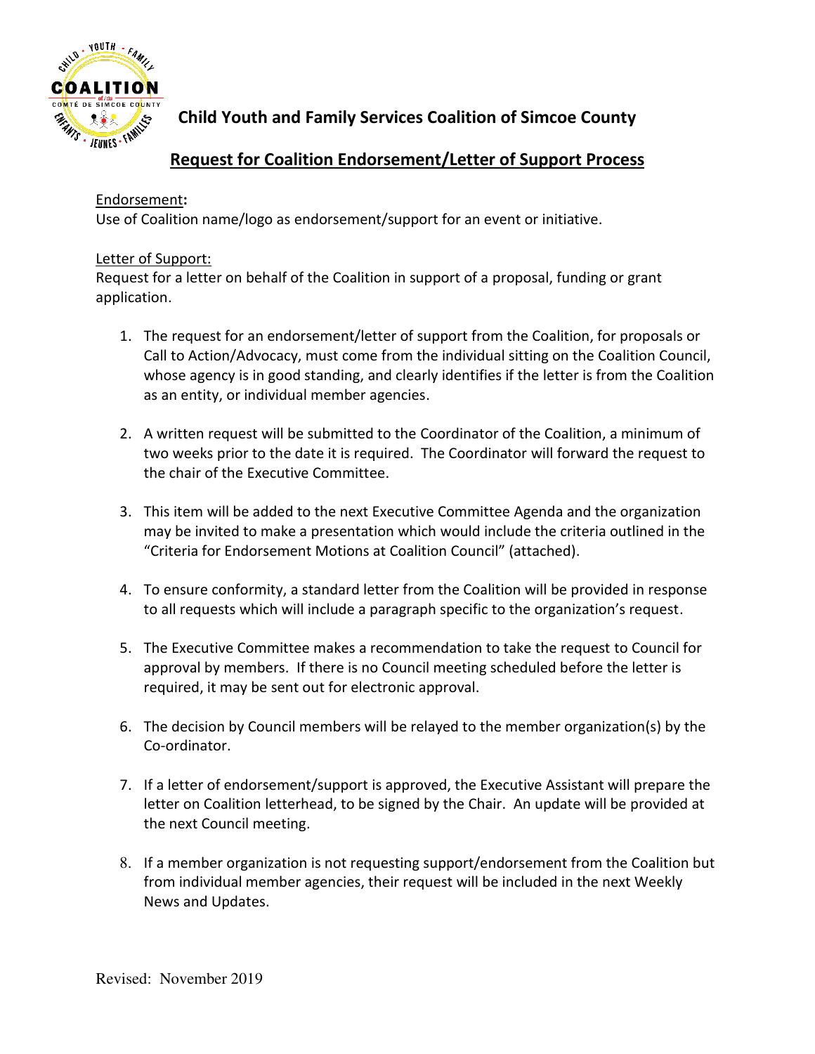# Child Youth and Family Services Coalition of Simcoe County

## Request for Coalition Endorsement/Letter of Support Process

Endorsement**:**
Use of Coalition name/logo as endorsement/support for an event or initiative.

Letter of Support:
Request for a letter on behalf of the Coalition in support of a proposal, funding or grant application.

1. The request for an endorsement/letter of support from the Coalition, for proposals or Call to Action/Advocacy, must come from the individual sitting on the Coalition Council, whose agency is in good standing, and clearly identifies if the letter is from the Coalition as an entity, or individual member agencies.

2. A written request will be submitted to the Coordinator of the Coalition, a minimum of two weeks prior to the date it is required. The Coordinator will forward the request to the chair of the Executive Committee.

3. This item will be added to the next Executive Committee Agenda and the organization may be invited to make a presentation which would include the criteria outlined in the "Criteria for Endorsement Motions at Coalition Council" (attached).

4. To ensure conformity, a standard letter from the Coalition will be provided in response to all requests which will include a paragraph specific to the organization's request.

5. The Executive Committee makes a recommendation to take the request to Council for approval by members. If there is no Council meeting scheduled before the letter is required, it may be sent out for electronic approval.

6. The decision by Council members will be relayed to the member organization(s) by the Co-ordinator.

7. If a letter of endorsement/support is approved, the Executive Assistant will prepare the letter on Coalition letterhead, to be signed by the Chair. An update will be provided at the next Council meeting.

8. If a member organization is not requesting support/endorsement from the Coalition but from individual member agencies, their request will be included in the next Weekly News and Updates.

Revised: November 2019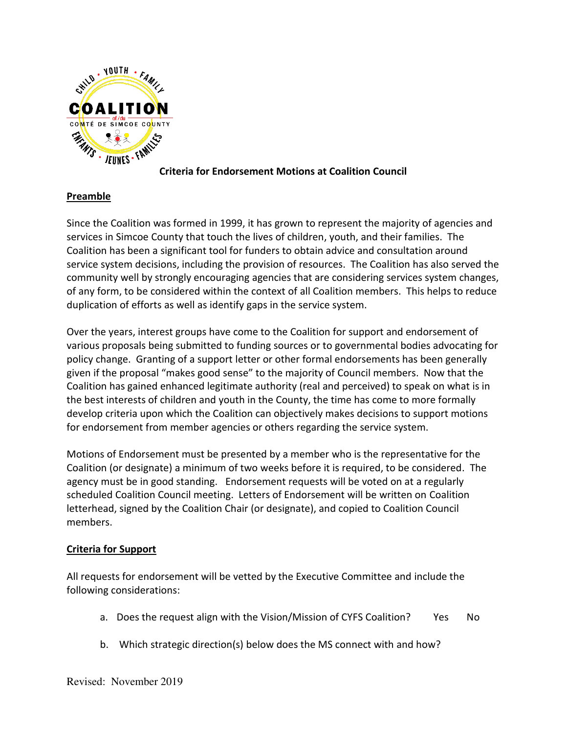**Criteria for Endorsement Motions at Coalition Council**

## Preamble

Since the Coalition was formed in 1999, it has grown to represent the majority of agencies and services in Simcoe County that touch the lives of children, youth, and their families. The Coalition has been a significant tool for funders to obtain advice and consultation around service system decisions, including the provision of resources. The Coalition has also served the community well by strongly encouraging agencies that are considering services system changes, of any form, to be considered within the context of all Coalition members. This helps to reduce duplication of efforts as well as identify gaps in the service system.

Over the years, interest groups have come to the Coalition for support and endorsement of various proposals being submitted to funding sources or to governmental bodies advocating for policy change. Granting of a support letter or other formal endorsements has been generally given if the proposal "makes good sense" to the majority of Council members. Now that the Coalition has gained enhanced legitimate authority (real and perceived) to speak on what is in the best interests of children and youth in the County, the time has come to more formally develop criteria upon which the Coalition can objectively makes decisions to support motions for endorsement from member agencies or others regarding the service system.

Motions of Endorsement must be presented by a member who is the representative for the Coalition (or designate) a minimum of two weeks before it is required, to be considered. The agency must be in good standing. Endorsement requests will be voted on at a regularly scheduled Coalition Council meeting. Letters of Endorsement will be written on Coalition letterhead, signed by the Coalition Chair (or designate), and copied to Coalition Council members.

## Criteria for Support

All requests for endorsement will be vetted by the Executive Committee and include the following considerations:

a. Does the request align with the Vision/Mission of CYFS Coalition? Yes No

b. Which strategic direction(s) below does the MS connect with and how?

Revised: November 2019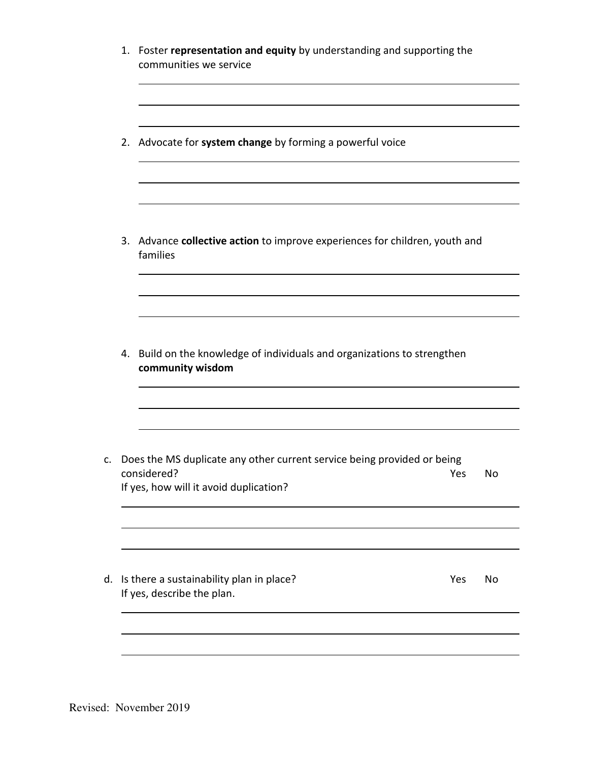1. Foster **representation and equity** by understanding and supporting the communities we service

2. Advocate for **system change** by forming a powerful voice

3. Advance **collective action** to improve experiences for children, youth and families

4. Build on the knowledge of individuals and organizations to strengthen **community wisdom**

c. Does the MS duplicate any other current service being provided or being considered? Yes No
If yes, how will it avoid duplication?

d. Is there a sustainability plan in place? Yes No
If yes, describe the plan.

Revised: November 2019